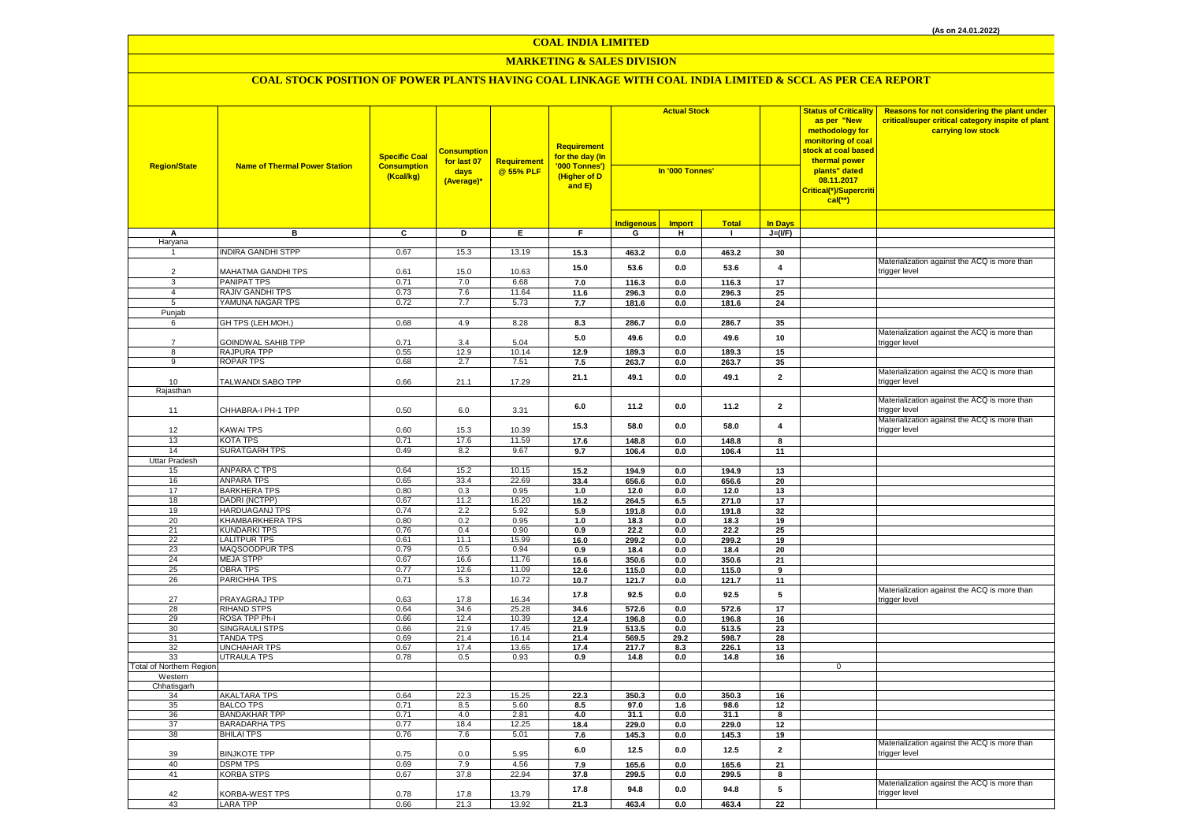(As on 24.01.2022)

# COAL INDIA LIMITED

## MARKETING & SALES DIVISION

### COAL STOCK POSITION OF POWER PLANTS HAVING COAL LINKAGE WITH COAL INDIA LIMITED & SCCL AS PER CEA REPORT

| Region/State | Name of Thermal Power Station | Specific Coal Consumption (Kcal/kg) | Consumption for last 07 days (Average)* | Requirement @ 55% PLF | Requirement for the day (In '000 Tonnes') (Higher of D and E) | Actual Stock In '000 Tonnes' | | | | Status of Criticality as per "New methodology for monitoring of coal stock at coal based thermal power plants" dated 08.11.2017 Critical(*)/Supercritical(**) | Reasons for not considering the plant under critical/super critical category inspite of plant carrying low stock |
|---|---|---|---|---|---|---|---|---|---|---|---|
| | | | | | | Indigenous | Import | Total | In Days | | |
| A | B | C | D | E | F | G | H | I | J=(I/F) | | |
| Haryana | | | | | | | | | | | |
| 1 | INDIRA GANDHI STPP | 0.67 | 15.3 | 13.19 | 15.3 | 463.2 | 0.0 | 463.2 | 30 | | |
| 2 | MAHATMA GANDHI TPS | 0.61 | 15.0 | 10.63 | 15.0 | 53.6 | 0.0 | 53.6 | 4 | | Materialization against the ACQ is more than trigger level |
| 3 | PANIPAT TPS | 0.71 | 7.0 | 6.68 | 7.0 | 116.3 | 0.0 | 116.3 | 17 | | |
| 4 | RAJIV GANDHI TPS | 0.73 | 7.6 | 11.64 | 11.6 | 296.3 | 0.0 | 296.3 | 25 | | |
| 5 | YAMUNA NAGAR TPS | 0.72 | 7.7 | 5.73 | 7.7 | 181.6 | 0.0 | 181.6 | 24 | | |
| Punjab | | | | | | | | | | | |
| 6 | GH TPS (LEH.MOH.) | 0.68 | 4.9 | 8.28 | 8.3 | 286.7 | 0.0 | 286.7 | 35 | | |
| 7 | GOINDWAL SAHIB TPP | 0.71 | 3.4 | 5.04 | 5.0 | 49.6 | 0.0 | 49.6 | 10 | | Materialization against the ACQ is more than trigger level |
| 8 | RAJPURA TPP | 0.55 | 12.9 | 10.14 | 12.9 | 189.3 | 0.0 | 189.3 | 15 | | |
| 9 | ROPAR TPS | 0.68 | 2.7 | 7.51 | 7.5 | 263.7 | 0.0 | 263.7 | 35 | | |
| 10 | TALWANDI SABO TPP | 0.66 | 21.1 | 17.29 | 21.1 | 49.1 | 0.0 | 49.1 | 2 | | Materialization against the ACQ is more than trigger level |
| Rajasthan | | | | | | | | | | | |
| 11 | CHHABRA-I PH-1 TPP | 0.50 | 6.0 | 3.31 | 6.0 | 11.2 | 0.0 | 11.2 | 2 | | Materialization against the ACQ is more than trigger level |
| 12 | KAWAI TPS | 0.60 | 15.3 | 10.39 | 15.3 | 58.0 | 0.0 | 58.0 | 4 | | Materialization against the ACQ is more than trigger level |
| 13 | KOTA TPS | 0.71 | 17.6 | 11.59 | 17.6 | 148.8 | 0.0 | 148.8 | 8 | | |
| 14 | SURATGARH TPS | 0.49 | 8.2 | 9.67 | 9.7 | 106.4 | 0.0 | 106.4 | 11 | | |
| Uttar Pradesh | | | | | | | | | | | |
| 15 | ANPARA C TPS | 0.64 | 15.2 | 10.15 | 15.2 | 194.9 | 0.0 | 194.9 | 13 | | |
| 16 | ANPARA TPS | 0.65 | 33.4 | 22.69 | 33.4 | 656.6 | 0.0 | 656.6 | 20 | | |
| 17 | BARKHERA TPS | 0.80 | 0.3 | 0.95 | 1.0 | 12.0 | 0.0 | 12.0 | 13 | | |
| 18 | DADRI (NCTPP) | 0.67 | 11.2 | 16.20 | 16.2 | 264.5 | 6.5 | 271.0 | 17 | | |
| 19 | HARDUAGANJ TPS | 0.74 | 2.2 | 5.92 | 5.9 | 191.8 | 0.0 | 191.8 | 32 | | |
| 20 | KHAMBARKHERA TPS | 0.80 | 0.2 | 0.95 | 1.0 | 18.3 | 0.0 | 18.3 | 19 | | |
| 21 | KUNDARKI TPS | 0.76 | 0.4 | 0.90 | 0.9 | 22.2 | 0.0 | 22.2 | 25 | | |
| 22 | LALITPUR TPS | 0.61 | 11.1 | 15.99 | 16.0 | 299.2 | 0.0 | 299.2 | 19 | | |
| 23 | MAQSOODPUR TPS | 0.79 | 0.5 | 0.94 | 0.9 | 18.4 | 0.0 | 18.4 | 20 | | |
| 24 | MEJA STPP | 0.67 | 16.6 | 11.76 | 16.6 | 350.6 | 0.0 | 350.6 | 21 | | |
| 25 | OBRA TPS | 0.77 | 12.6 | 11.09 | 12.6 | 115.0 | 0.0 | 115.0 | 9 | | |
| 26 | PARICHHA TPS | 0.71 | 5.3 | 10.72 | 10.7 | 121.7 | 0.0 | 121.7 | 11 | | |
| 27 | PRAYAGRAJ TPP | 0.63 | 17.8 | 16.34 | 17.8 | 92.5 | 0.0 | 92.5 | 5 | | Materialization against the ACQ is more than trigger level |
| 28 | RIHAND STPS | 0.64 | 34.6 | 25.28 | 34.6 | 572.6 | 0.0 | 572.6 | 17 | | |
| 29 | ROSA TPP Ph-I | 0.66 | 12.4 | 10.39 | 12.4 | 196.8 | 0.0 | 196.8 | 16 | | |
| 30 | SINGRAULI STPS | 0.66 | 21.9 | 17.45 | 21.9 | 513.5 | 0.0 | 513.5 | 23 | | |
| 31 | TANDA TPS | 0.69 | 21.4 | 16.14 | 21.4 | 569.5 | 29.2 | 598.7 | 28 | | |
| 32 | UNCHAHAR TPS | 0.67 | 17.4 | 13.65 | 17.4 | 217.7 | 8.3 | 226.1 | 13 | | |
| 33 | UTRAULA TPS | 0.78 | 0.5 | 0.93 | 0.9 | 14.8 | 0.0 | 14.8 | 16 | | |
| Total of Northern Region | | | | | | | | | | 0 | |
| Western | | | | | | | | | | | |
| Chhatisgarh | | | | | | | | | | | |
| 34 | AKALTARA TPS | 0.64 | 22.3 | 15.25 | 22.3 | 350.3 | 0.0 | 350.3 | 16 | | |
| 35 | BALCO TPS | 0.71 | 8.5 | 5.60 | 8.5 | 97.0 | 1.6 | 98.6 | 12 | | |
| 36 | BANDAKHAR TPP | 0.71 | 4.0 | 2.81 | 4.0 | 31.1 | 0.0 | 31.1 | 8 | | |
| 37 | BARADARHA TPS | 0.77 | 18.4 | 12.25 | 18.4 | 229.0 | 0.0 | 229.0 | 12 | | |
| 38 | BHILAI TPS | 0.76 | 7.6 | 5.01 | 7.6 | 145.3 | 0.0 | 145.3 | 19 | | |
| 39 | BINJKOTE TPP | 0.75 | 0.0 | 5.95 | 6.0 | 12.5 | 0.0 | 12.5 | 2 | | Materialization against the ACQ is more than trigger level |
| 40 | DSPM TPS | 0.69 | 7.9 | 4.56 | 7.9 | 165.6 | 0.0 | 165.6 | 21 | | |
| 41 | KORBA STPS | 0.67 | 37.8 | 22.94 | 37.8 | 299.5 | 0.0 | 299.5 | 8 | | |
| 42 | KORBA-WEST TPS | 0.78 | 17.8 | 13.79 | 17.8 | 94.8 | 0.0 | 94.8 | 5 | | Materialization against the ACQ is more than trigger level |
| 43 | LARA TPP | 0.66 | 21.3 | 13.92 | 21.3 | 463.4 | 0.0 | 463.4 | 22 | | |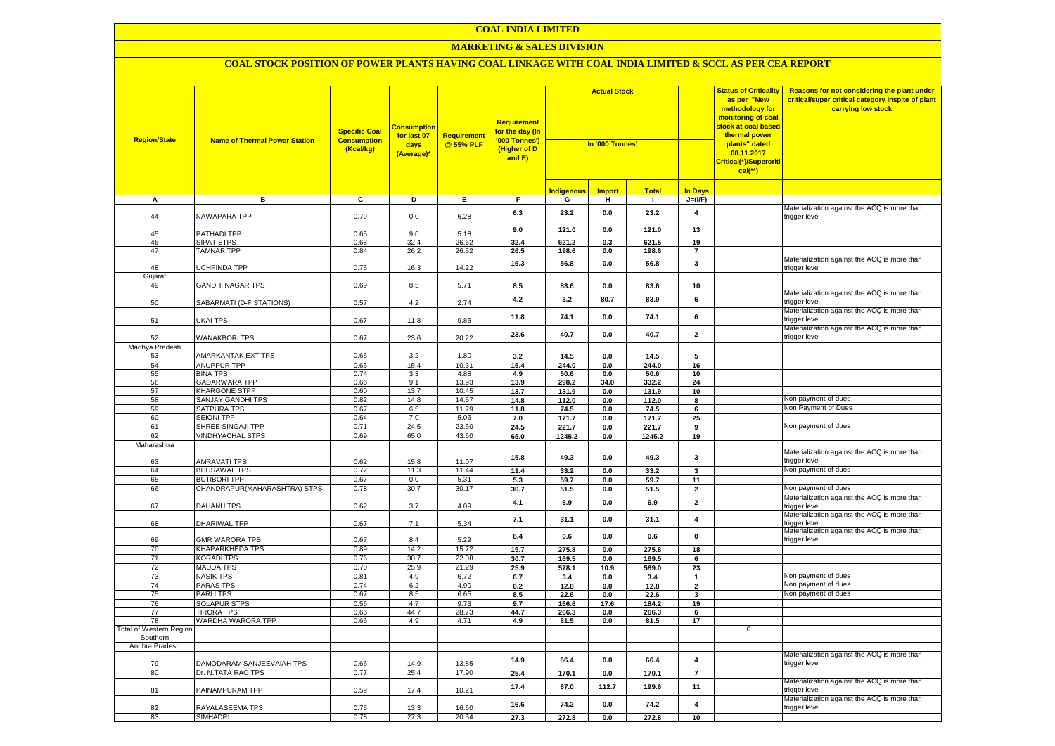# COAL INDIA LIMITED

## MARKETING & SALES DIVISION

### COAL STOCK POSITION OF POWER PLANTS HAVING COAL LINKAGE WITH COAL INDIA LIMITED & SCCL AS PER CEA REPORT

| Region/State | Name of Thermal Power Station | Specific Coal Consumption (Kcal/kg) | Consumption for last 07 days (Average)* | Requirement @ 55% PLF | Requirement for the day (In '000 Tonnes') (Higher of D and E) | Actual Stock In '000 Tonnes' | | | | Status of Criticality as per "New methodology for monitoring of coal stock at coal based thermal power plants" dated 08.11.2017 Critical(*)/Supercritical(**) | Reasons for not considering the plant under critical/super critical category inspite of plant carrying low stock |
|---|---|---|---|---|---|---|---|---|---|---|---|
| | | | | | | Indigenous | Import | Total | In Days | | |
| A | B | C | D | E | F | G | H | I | J=(I/F) | | |
| 44 | NAWAPARA TPP | 0.79 | 0.0 | 6.28 | 6.3 | 23.2 | 0.0 | 23.2 | 4 | | Materialization against the ACQ is more than trigger level |
| 45 | PATHADI TPP | 0.65 | 9.0 | 5.18 | 9.0 | 121.0 | 0.0 | 121.0 | 13 | | |
| 46 | SIPAT STPS | 0.68 | 32.4 | 26.62 | 32.4 | 621.2 | 0.3 | 621.5 | 19 | | |
| 47 | TAMNAR TPP | 0.84 | 26.2 | 26.52 | 26.5 | 198.6 | 0.0 | 198.6 | 7 | | |
| 48 | UCHPINDA TPP | 0.75 | 16.3 | 14.22 | 16.3 | 56.8 | 0.0 | 56.8 | 3 | | Materialization against the ACQ is more than trigger level |
| Gujarat | | | | | | | | | | | |
| 49 | GANDHI NAGAR TPS | 0.69 | 8.5 | 5.71 | 8.5 | 83.6 | 0.0 | 83.6 | 10 | | |
| 50 | SABARMATI (D-F STATIONS) | 0.57 | 4.2 | 2.74 | 4.2 | 3.2 | 80.7 | 83.9 | 6 | | Materialization against the ACQ is more than trigger level |
| 51 | UKAI TPS | 0.67 | 11.8 | 9.85 | 11.8 | 74.1 | 0.0 | 74.1 | 6 | | Materialization against the ACQ is more than trigger level |
| 52 | WANAKBORI TPS | 0.67 | 23.6 | 20.22 | 23.6 | 40.7 | 0.0 | 40.7 | 2 | | Materialization against the ACQ is more than trigger level |
| Madhya Pradesh | | | | | | | | | | | |
| 53 | AMARKANTAK EXT TPS | 0.65 | 3.2 | 1.80 | 3.2 | 14.5 | 0.0 | 14.5 | 5 | | |
| 54 | ANUPPUR TPP | 0.65 | 15.4 | 10.31 | 15.4 | 244.0 | 0.0 | 244.0 | 16 | | |
| 55 | BINA TPS | 0.74 | 3.3 | 4.88 | 4.9 | 50.6 | 0.0 | 50.6 | 10 | | |
| 56 | GADARWARA TPP | 0.66 | 9.1 | 13.93 | 13.9 | 298.2 | 34.0 | 332.2 | 24 | | |
| 57 | KHARGONE STPP | 0.60 | 13.7 | 10.45 | 13.7 | 131.9 | 0.0 | 131.9 | 10 | | |
| 58 | SANJAY GANDHI TPS | 0.82 | 14.8 | 14.57 | 14.8 | 112.0 | 0.0 | 112.0 | 8 | | Non payment of dues |
| 59 | SATPURA TPS | 0.67 | 6.5 | 11.79 | 11.8 | 74.5 | 0.0 | 74.5 | 6 | | Non Payment of Dues |
| 60 | SEIONI TPP | 0.64 | 7.0 | 5.06 | 7.0 | 171.7 | 0.0 | 171.7 | 25 | | |
| 61 | SHREE SINGAJI TPP | 0.71 | 24.5 | 23.50 | 24.5 | 221.7 | 0.0 | 221.7 | 9 | | Non payment of dues |
| 62 | VINDHYACHAL STPS | 0.69 | 65.0 | 43.60 | 65.0 | 1245.2 | 0.0 | 1245.2 | 19 | | |
| Maharashtra | | | | | | | | | | | |
| 63 | AMRAVATI TPS | 0.62 | 15.8 | 11.07 | 15.8 | 49.3 | 0.0 | 49.3 | 3 | | Materialization against the ACQ is more than trigger level |
| 64 | BHUSAWAL TPS | 0.72 | 11.3 | 11.44 | 11.4 | 33.2 | 0.0 | 33.2 | 3 | | Non payment of dues |
| 65 | BUTIBORI TPP | 0.67 | 0.0 | 5.31 | 5.3 | 59.7 | 0.0 | 59.7 | 11 | | |
| 66 | CHANDRAPUR(MAHARASHTRA) STPS | 0.78 | 30.7 | 30.17 | 30.7 | 51.5 | 0.0 | 51.5 | 2 | | Non payment of dues |
| 67 | DAHANU TPS | 0.62 | 3.7 | 4.09 | 4.1 | 6.9 | 0.0 | 6.9 | 2 | | Materialization against the ACQ is more than trigger level |
| 68 | DHARIWAL TPP | 0.67 | 7.1 | 5.34 | 7.1 | 31.1 | 0.0 | 31.1 | 4 | | Materialization against the ACQ is more than trigger level |
| 69 | GMR WARORA TPS | 0.67 | 8.4 | 5.29 | 8.4 | 0.6 | 0.0 | 0.6 | 0 | | Materialization against the ACQ is more than trigger level |
| 70 | KHAPARKHEDA TPS | 0.89 | 14.2 | 15.72 | 15.7 | 275.8 | 0.0 | 275.8 | 18 | | |
| 71 | KORADI TPS | 0.76 | 30.7 | 22.08 | 30.7 | 169.5 | 0.0 | 169.5 | 6 | | |
| 72 | MAUDA TPS | 0.70 | 25.9 | 21.29 | 25.9 | 578.1 | 10.9 | 589.0 | 23 | | |
| 73 | NASIK TPS | 0.81 | 4.9 | 6.72 | 6.7 | 3.4 | 0.0 | 3.4 | 1 | | Non payment of dues |
| 74 | PARAS TPS | 0.74 | 6.2 | 4.90 | 6.2 | 12.8 | 0.0 | 12.8 | 2 | | Non payment of dues |
| 75 | PARLI TPS | 0.67 | 8.5 | 6.65 | 8.5 | 22.6 | 0.0 | 22.6 | 3 | | Non payment of dues |
| 76 | SOLAPUR STPS | 0.56 | 4.7 | 9.73 | 9.7 | 166.6 | 17.6 | 184.2 | 19 | | |
| 77 | TIRORA TPS | 0.66 | 44.7 | 28.73 | 44.7 | 266.3 | 0.0 | 266.3 | 6 | | |
| 78 | WARDHA WARORA TPP | 0.66 | 4.9 | 4.71 | 4.9 | 81.5 | 0.0 | 81.5 | 17 | | |
| Total of Western Region | | | | | | | | | | 0 | |
| Southern | | | | | | | | | | | |
| Andhra Pradesh | | | | | | | | | | | |
| 79 | DAMODARAM SANJEEVAIAH TPS | 0.66 | 14.9 | 13.85 | 14.9 | 66.4 | 0.0 | 66.4 | 4 | | Materialization against the ACQ is more than trigger level |
| 80 | Dr. N.TATA RAO TPS | 0.77 | 25.4 | 17.90 | 25.4 | 170.1 | 0.0 | 170.1 | 7 | | |
| 81 | PAINAMPURAM TPP | 0.59 | 17.4 | 10.21 | 17.4 | 87.0 | 112.7 | 199.6 | 11 | | Materialization against the ACQ is more than trigger level |
| 82 | RAYALASEEMA TPS | 0.76 | 13.3 | 16.60 | 16.6 | 74.2 | 0.0 | 74.2 | 4 | | Materialization against the ACQ is more than trigger level |
| 83 | SIMHADRI | 0.78 | 27.3 | 20.54 | 27.3 | 272.8 | 0.0 | 272.8 | 10 | | |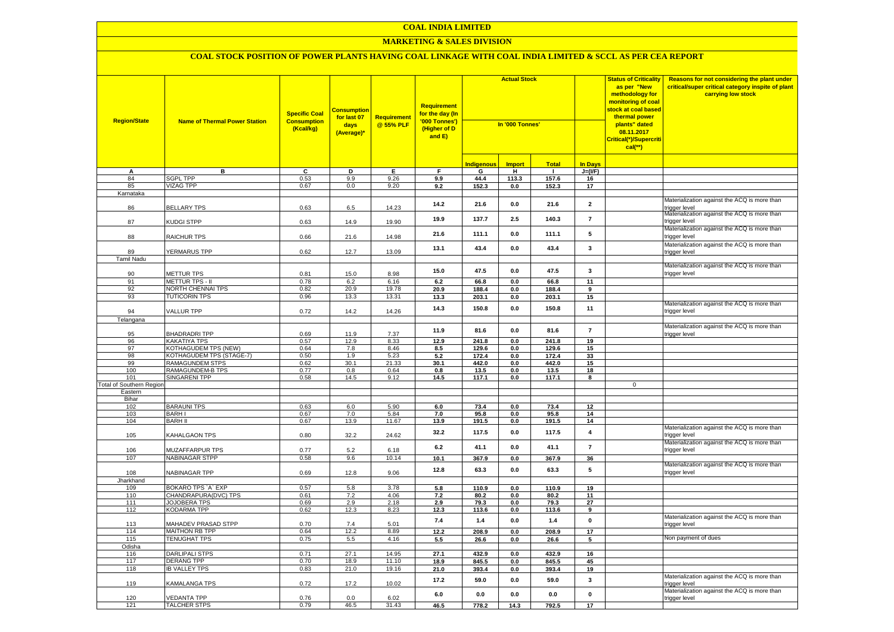# COAL INDIA LIMITED

## MARKETING & SALES DIVISION

### COAL STOCK POSITION OF POWER PLANTS HAVING COAL LINKAGE WITH COAL INDIA LIMITED & SCCL AS PER CEA REPORT

| Region/State | Name of Thermal Power Station | Specific Coal Consumption (Kcal/kg) | Consumption for last 07 days (Average)* | Requirement @ 55% PLF | Requirement for the day (In '000 Tonnes') (Higher of D and E) | Actual Stock In '000 Tonnes' | | | | Status of Criticality as per "New methodology for monitoring of coal stock at coal based thermal power plants" dated 08.11.2017 Critical(*)/Supercritical(**) | Reasons for not considering the plant under critical/super critical category inspite of plant carrying low stock |
|---|---|---|---|---|---|---|---|---|---|---|---|
| | | | | | | Indigenous | Import | Total | In Days | | |
| A | B | C | D | E | F | G | H | I | J=(I/F) | | |
| 84 | SGPL TPP | 0.53 | 9.9 | 9.26 | 9.9 | 44.4 | 113.3 | 157.6 | 16 | | |
| 85 | VIZAG TPP | 0.67 | 0.0 | 9.20 | 9.2 | 152.3 | 0.0 | 152.3 | 17 | | |
| Karnataka | | | | | | | | | | | |
| 86 | BELLARY TPS | 0.63 | 6.5 | 14.23 | 14.2 | 21.6 | 0.0 | 21.6 | 2 | | Materialization against the ACQ is more than trigger level |
| 87 | KUDGI STPP | 0.63 | 14.9 | 19.90 | 19.9 | 137.7 | 2.5 | 140.3 | 7 | | Materialization against the ACQ is more than trigger level |
| 88 | RAICHUR TPS | 0.66 | 21.6 | 14.98 | 21.6 | 111.1 | 0.0 | 111.1 | 5 | | Materialization against the ACQ is more than trigger level |
| 89 | YERMARUS TPP | 0.62 | 12.7 | 13.09 | 13.1 | 43.4 | 0.0 | 43.4 | 3 | | Materialization against the ACQ is more than trigger level |
| Tamil Nadu | | | | | | | | | | | |
| 90 | METTUR TPS | 0.81 | 15.0 | 8.98 | 15.0 | 47.5 | 0.0 | 47.5 | 3 | | Materialization against the ACQ is more than trigger level |
| 91 | METTUR TPS - II | 0.78 | 6.2 | 6.16 | 6.2 | 66.8 | 0.0 | 66.8 | 11 | | |
| 92 | NORTH CHENNAI TPS | 0.82 | 20.9 | 19.78 | 20.9 | 188.4 | 0.0 | 188.4 | 9 | | |
| 93 | TUTICORIN TPS | 0.96 | 13.3 | 13.31 | 13.3 | 203.1 | 0.0 | 203.1 | 15 | | |
| 94 | VALLUR TPP | 0.72 | 14.2 | 14.26 | 14.3 | 150.8 | 0.0 | 150.8 | 11 | | Materialization against the ACQ is more than trigger level |
| Telangana | | | | | | | | | | | |
| 95 | BHADRADRI TPP | 0.69 | 11.9 | 7.37 | 11.9 | 81.6 | 0.0 | 81.6 | 7 | | Materialization against the ACQ is more than trigger level |
| 96 | KAKATIYA TPS | 0.57 | 12.9 | 8.33 | 12.9 | 241.8 | 0.0 | 241.8 | 19 | | |
| 97 | KOTHAGUDEM TPS (NEW) | 0.64 | 7.8 | 8.46 | 8.5 | 129.6 | 0.0 | 129.6 | 15 | | |
| 98 | KOTHAGUDEM TPS (STAGE-7) | 0.50 | 1.9 | 5.23 | 5.2 | 172.4 | 0.0 | 172.4 | 33 | | |
| 99 | RAMAGUNDEM STPS | 0.62 | 30.1 | 21.33 | 30.1 | 442.0 | 0.0 | 442.0 | 15 | | |
| 100 | RAMAGUNDEM-B TPS | 0.77 | 0.8 | 0.64 | 0.8 | 13.5 | 0.0 | 13.5 | 18 | | |
| 101 | SINGARENI TPP | 0.58 | 14.5 | 9.12 | 14.5 | 117.1 | 0.0 | 117.1 | 8 | | |
| Total of Southern Region | | | | | | | | | | 0 | |
| Eastern | | | | | | | | | | | |
| Bihar | | | | | | | | | | | |
| 102 | BARAUNI TPS | 0.63 | 6.0 | 5.90 | 6.0 | 73.4 | 0.0 | 73.4 | 12 | | |
| 103 | BARH I | 0.67 | 7.0 | 5.84 | 7.0 | 95.8 | 0.0 | 95.8 | 14 | | |
| 104 | BARH II | 0.67 | 13.9 | 11.67 | 13.9 | 191.5 | 0.0 | 191.5 | 14 | | |
| 105 | KAHALGAON TPS | 0.80 | 32.2 | 24.62 | 32.2 | 117.5 | 0.0 | 117.5 | 4 | | Materialization against the ACQ is more than trigger level |
| 106 | MUZAFFARPUR TPS | 0.77 | 5.2 | 6.18 | 6.2 | 41.1 | 0.0 | 41.1 | 7 | | Materialization against the ACQ is more than trigger level |
| 107 | NABINAGAR STPP | 0.58 | 9.6 | 10.14 | 10.1 | 367.9 | 0.0 | 367.9 | 36 | | |
| 108 | NABINAGAR TPP | 0.69 | 12.8 | 9.06 | 12.8 | 63.3 | 0.0 | 63.3 | 5 | | Materialization against the ACQ is more than trigger level |
| Jharkhand | | | | | | | | | | | |
| 109 | BOKARO TPS `A` EXP | 0.57 | 5.8 | 3.78 | 5.8 | 110.9 | 0.0 | 110.9 | 19 | | |
| 110 | CHANDRAPURA(DVC) TPS | 0.61 | 7.2 | 4.06 | 7.2 | 80.2 | 0.0 | 80.2 | 11 | | |
| 111 | JOJOBERA TPS | 0.69 | 2.9 | 2.18 | 2.9 | 79.3 | 0.0 | 79.3 | 27 | | |
| 112 | KODARMA TPP | 0.62 | 12.3 | 8.23 | 12.3 | 113.6 | 0.0 | 113.6 | 9 | | |
| 113 | MAHADEV PRASAD STPP | 0.70 | 7.4 | 5.01 | 7.4 | 1.4 | 0.0 | 1.4 | 0 | | Materialization against the ACQ is more than trigger level |
| 114 | MAITHON RB TPP | 0.64 | 12.2 | 8.89 | 12.2 | 208.9 | 0.0 | 208.9 | 17 | | |
| 115 | TENUGHAT TPS | 0.75 | 5.5 | 4.16 | 5.5 | 26.6 | 0.0 | 26.6 | 5 | | Non payment of dues |
| Odisha | | | | | | | | | | | |
| 116 | DARLIPALI STPS | 0.71 | 27.1 | 14.95 | 27.1 | 432.9 | 0.0 | 432.9 | 16 | | |
| 117 | DERANG TPP | 0.70 | 18.9 | 11.10 | 18.9 | 845.5 | 0.0 | 845.5 | 45 | | |
| 118 | IB VALLEY TPS | 0.83 | 21.0 | 19.16 | 21.0 | 393.4 | 0.0 | 393.4 | 19 | | |
| 119 | KAMALANGA TPS | 0.72 | 17.2 | 10.02 | 17.2 | 59.0 | 0.0 | 59.0 | 3 | | Materialization against the ACQ is more than trigger level |
| 120 | VEDANTA TPP | 0.76 | 0.0 | 6.02 | 6.0 | 0.0 | 0.0 | 0.0 | 0 | | Materialization against the ACQ is more than trigger level |
| 121 | TALCHER STPS | 0.79 | 46.5 | 31.43 | 46.5 | 778.2 | 14.3 | 792.5 | 17 | | |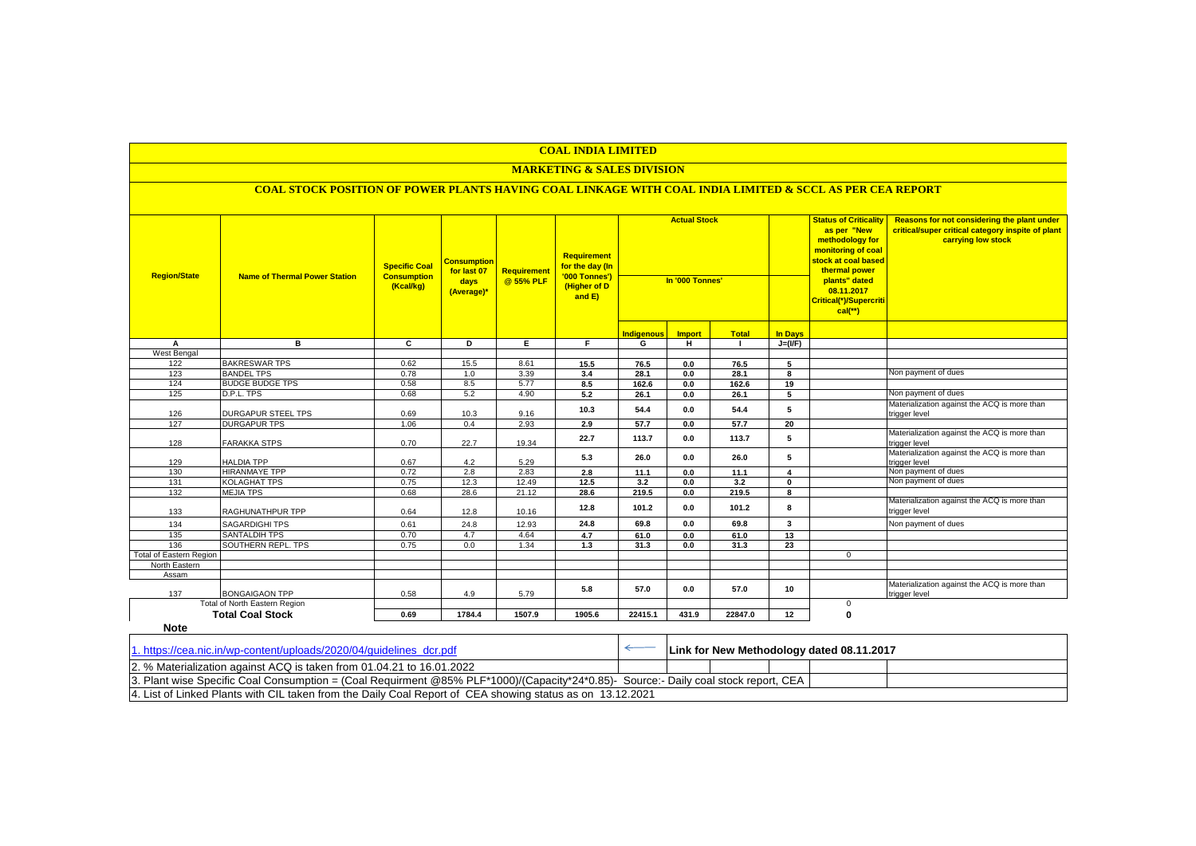# COAL INDIA LIMITED

## MARKETING & SALES DIVISION

### COAL STOCK POSITION OF POWER PLANTS HAVING COAL LINKAGE WITH COAL INDIA LIMITED & SCCL AS PER CEA REPORT

| Region/State | Name of Thermal Power Station | Specific Coal Consumption (Kcal/kg) | Consumption for last 07 days (Average)* | Requirement @ 55% PLF | Requirement for the day (In '000 Tonnes') (Higher of D and E) | Actual Stock In '000 Tonnes' | | | | Status of Criticality as per "New methodology for monitoring of coal stock at coal based thermal power plants" dated 08.11.2017 Critical(*)/Supercritical(**) | Reasons for not considering the plant under critical/super critical category inspite of plant carrying low stock |
|---|---|---|---|---|---|---|---|---|---|---|---|
| | | | | | | Indigenous | Import | Total | In Days | | |
| A | B | C | D | E | F | G | H | I | J=(I/F) | | |
| West Bengal | | | | | | | | | | | |
| 122 | BAKRESWAR TPS | 0.62 | 15.5 | 8.61 | 15.5 | 76.5 | 0.0 | 76.5 | 5 | | |
| 123 | BANDEL TPS | 0.78 | 1.0 | 3.39 | 3.4 | 28.1 | 0.0 | 28.1 | 8 | | Non payment of dues |
| 124 | BUDGE BUDGE TPS | 0.58 | 8.5 | 5.77 | 8.5 | 162.6 | 0.0 | 162.6 | 19 | | |
| 125 | D.P.L. TPS | 0.68 | 5.2 | 4.90 | 5.2 | 26.1 | 0.0 | 26.1 | 5 | | Non payment of dues |
| 126 | DURGAPUR STEEL TPS | 0.69 | 10.3 | 9.16 | 10.3 | 54.4 | 0.0 | 54.4 | 5 | | Materialization against the ACQ is more than trigger level |
| 127 | DURGAPUR TPS | 1.06 | 0.4 | 2.93 | 2.9 | 57.7 | 0.0 | 57.7 | 20 | | |
| 128 | FARAKKA STPS | 0.70 | 22.7 | 19.34 | 22.7 | 113.7 | 0.0 | 113.7 | 5 | | Materialization against the ACQ is more than trigger level |
| 129 | HALDIA TPP | 0.67 | 4.2 | 5.29 | 5.3 | 26.0 | 0.0 | 26.0 | 5 | | Materialization against the ACQ is more than trigger level |
| 130 | HIRANMAYE TPP | 0.72 | 2.8 | 2.83 | 2.8 | 11.1 | 0.0 | 11.1 | 4 | | Non payment of dues |
| 131 | KOLAGHAT TPS | 0.75 | 12.3 | 12.49 | 12.5 | 3.2 | 0.0 | 3.2 | 0 | | Non payment of dues |
| 132 | MEJIA TPS | 0.68 | 28.6 | 21.12 | 28.6 | 219.5 | 0.0 | 219.5 | 8 | | |
| 133 | RAGHUNATHPUR TPP | 0.64 | 12.8 | 10.16 | 12.8 | 101.2 | 0.0 | 101.2 | 8 | | Materialization against the ACQ is more than trigger level |
| 134 | SAGARDIGHI TPS | 0.61 | 24.8 | 12.93 | 24.8 | 69.8 | 0.0 | 69.8 | 3 | | Non payment of dues |
| 135 | SANTALDIH TPS | 0.70 | 4.7 | 4.64 | 4.7 | 61.0 | 0.0 | 61.0 | 13 | | |
| 136 | SOUTHERN REPL. TPS | 0.75 | 0.0 | 1.34 | 1.3 | 31.3 | 0.0 | 31.3 | 23 | | |
| Total of Eastern Region | | | | | | | | | | 0 | |
| North Eastern | | | | | | | | | | | |
| Assam | | | | | | | | | | | |
| 137 | BONGAIGAON TPP | 0.58 | 4.9 | 5.79 | 5.8 | 57.0 | 0.0 | 57.0 | 10 | | Materialization against the ACQ is more than trigger level |
| Total of North Eastern Region | | | | | | | | | | 0 | |
| Total Coal Stock | | 0.69 | 1784.4 | 1507.9 | 1905.6 | 22415.1 | 431.9 | 22847.0 | 12 | 0 | |

**Note**

1. https://cea.nic.in/wp-content/uploads/2020/04/guidelines_dcr.pdf ← Link for New Methodology dated 08.11.2017
2. % Materialization against ACQ is taken from 01.04.21 to 16.01.2022
3. Plant wise Specific Coal Consumption = (Coal Requirment @85% PLF*1000)/(Capacity*24*0.85)- Source:- Daily coal stock report, CEA
4. List of Linked Plants with CIL taken from the Daily Coal Report of CEA showing status as on 13.12.2021